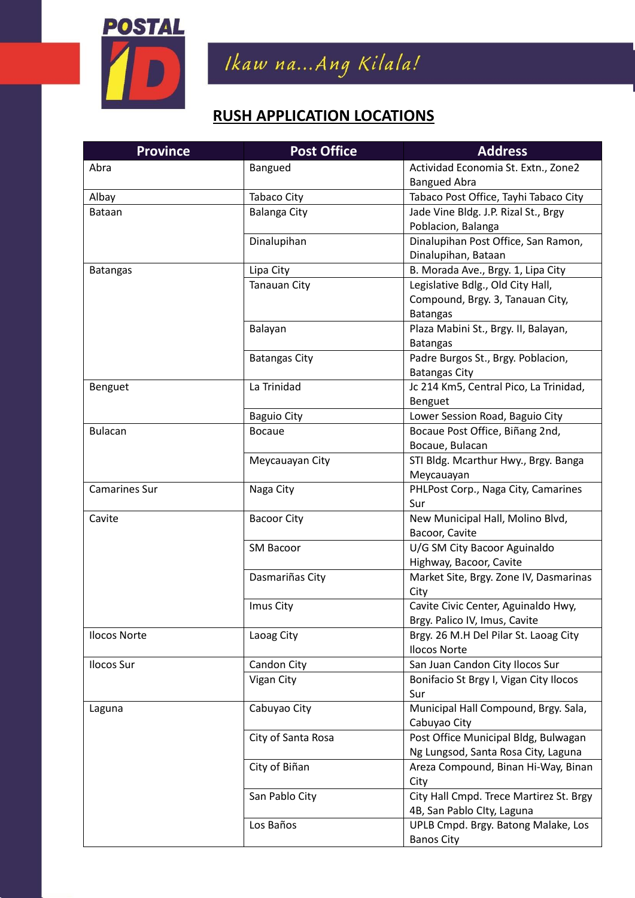POSTAL ID

*Ikaw na...Ang Kilala!*

## RUSH APPLICATION LOCATIONS

| Province | Post Office | Address |
|---|---|---|
| Abra | Bangued | Actividad Economia St. Extn., Zone2 Bangued Abra |
| Albay | Tabaco City | Tabaco Post Office, Tayhi Tabaco City |
| Bataan | Balanga City | Jade Vine Bldg. J.P. Rizal St., Brgy Poblacion, Balanga |
| | Dinalupihan | Dinalupihan Post Office, San Ramon, Dinalupihan, Bataan |
| Batangas | Lipa City | B. Morada Ave., Brgy. 1, Lipa City |
| | Tanauan City | Legislative Bdlg., Old City Hall, Compound, Brgy. 3, Tanauan City, Batangas |
| | Balayan | Plaza Mabini St., Brgy. II, Balayan, Batangas |
| | Batangas City | Padre Burgos St., Brgy. Poblacion, Batangas City |
| Benguet | La Trinidad | Jc 214 Km5, Central Pico, La Trinidad, Benguet |
| | Baguio City | Lower Session Road, Baguio City |
| Bulacan | Bocaue | Bocaue Post Office, Biñang 2nd, Bocaue, Bulacan |
| | Meycauayan City | STI Bldg. Mcarthur Hwy., Brgy. Banga Meycauayan |
| Camarines Sur | Naga City | PHLPost Corp., Naga City, Camarines Sur |
| Cavite | Bacoor City | New Municipal Hall, Molino Blvd, Bacoor, Cavite |
| | SM Bacoor | U/G SM City Bacoor Aguinaldo Highway, Bacoor, Cavite |
| | Dasmariñas City | Market Site, Brgy. Zone IV, Dasmarinas City |
| | Imus City | Cavite Civic Center, Aguinaldo Hwy, Brgy. Palico IV, Imus, Cavite |
| Ilocos Norte | Laoag City | Brgy. 26 M.H Del Pilar St. Laoag City Ilocos Norte |
| Ilocos Sur | Candon City | San Juan Candon City Ilocos Sur |
| | Vigan City | Bonifacio St Brgy I, Vigan City Ilocos Sur |
| Laguna | Cabuyao City | Municipal Hall Compound, Brgy. Sala, Cabuyao City |
| | City of Santa Rosa | Post Office Municipal Bldg, Bulwagan Ng Lungsod, Santa Rosa City, Laguna |
| | City of Biñan | Areza Compound, Binan Hi-Way, Binan City |
| | San Pablo City | City Hall Cmpd. Trece Martirez St. Brgy 4B, San Pablo CIty, Laguna |
| | Los Baños | UPLB Cmpd. Brgy. Batong Malake, Los Banos City |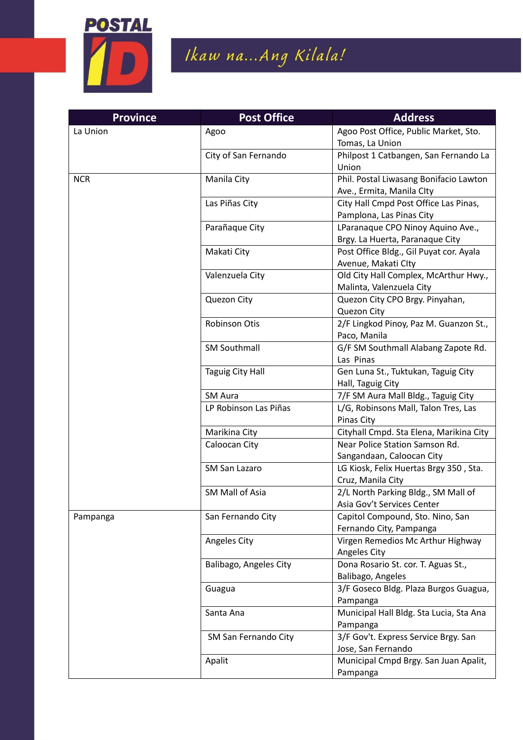| Province | Post Office | Address |
|---|---|---|
| La Union | Agoo | Agoo Post Office, Public Market, Sto. Tomas, La Union |
| | City of San Fernando | Philpost 1 Catbangen, San Fernando La Union |
| NCR | Manila City | Phil. Postal Liwasang Bonifacio Lawton Ave., Ermita, Manila CIty |
| | Las Piñas City | City Hall Cmpd Post Office Las Pinas, Pamplona, Las Pinas City |
| | Parañaque City | LParanaque CPO Ninoy Aquino Ave., Brgy. La Huerta, Paranaque City |
| | Makati City | Post Office Bldg., Gil Puyat cor. Ayala Avenue, Makati CIty |
| | Valenzuela City | Old City Hall Complex, McArthur Hwy., Malinta, Valenzuela City |
| | Quezon City | Quezon City CPO Brgy. Pinyahan, Quezon City |
| | Robinson Otis | 2/F Lingkod Pinoy, Paz M. Guanzon St., Paco, Manila |
| | SM Southmall | G/F SM Southmall Alabang Zapote Rd. Las Pinas |
| | Taguig City Hall | Gen Luna St., Tuktukan, Taguig City Hall, Taguig City |
| | SM Aura | 7/F SM Aura Mall Bldg., Taguig City |
| | LP Robinson Las Piñas | L/G, Robinsons Mall, Talon Tres, Las Pinas City |
| | Marikina City | Cityhall Cmpd. Sta Elena, Marikina City |
| | Caloocan City | Near Police Station Samson Rd. Sangandaan, Caloocan City |
| | SM San Lazaro | LG Kiosk, Felix Huertas Brgy 350 , Sta. Cruz, Manila City |
| | SM Mall of Asia | 2/L North Parking Bldg., SM Mall of Asia Gov't Services Center |
| Pampanga | San Fernando City | Capitol Compound, Sto. Nino, San Fernando City, Pampanga |
| | Angeles City | Virgen Remedios Mc Arthur Highway Angeles City |
| | Balibago, Angeles City | Dona Rosario St. cor. T. Aguas St., Balibago, Angeles |
| | Guagua | 3/F Goseco Bldg. Plaza Burgos Guagua, Pampanga |
| | Santa Ana | Municipal Hall Bldg. Sta Lucia, Sta Ana Pampanga |
| | SM San Fernando City | 3/F Gov't. Express Service Brgy. San Jose, San Fernando |
| | Apalit | Municipal Cmpd Brgy. San Juan Apalit, Pampanga |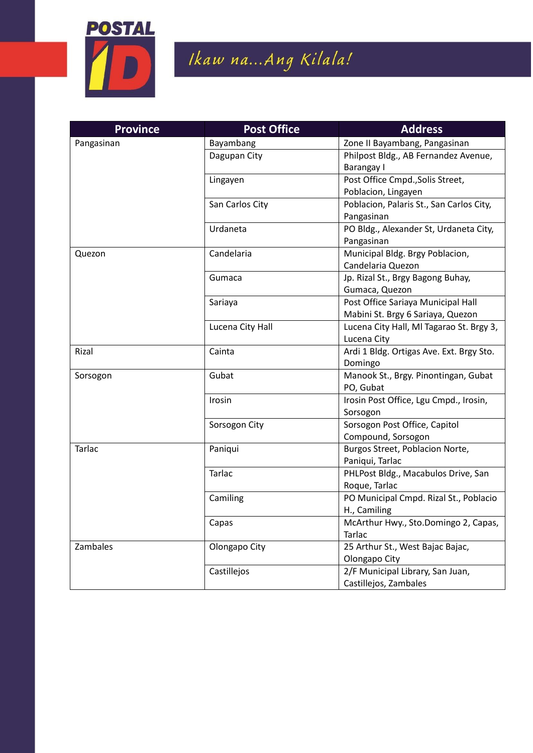| Province | Post Office | Address |
|---|---|---|
| Pangasinan | Bayambang | Zone II Bayambang, Pangasinan |
| | Dagupan City | Philpost Bldg., AB Fernandez Avenue, Barangay I |
| | Lingayen | Post Office Cmpd.,Solis Street, Poblacion, Lingayen |
| | San Carlos City | Poblacion, Palaris St., San Carlos City, Pangasinan |
| | Urdaneta | PO Bldg., Alexander St, Urdaneta City, Pangasinan |
| Quezon | Candelaria | Municipal Bldg. Brgy Poblacion, Candelaria Quezon |
| | Gumaca | Jp. Rizal St., Brgy Bagong Buhay, Gumaca, Quezon |
| | Sariaya | Post Office Sariaya Municipal Hall Mabini St. Brgy 6 Sariaya, Quezon |
| | Lucena City Hall | Lucena City Hall, Ml Tagarao St. Brgy 3, Lucena City |
| Rizal | Cainta | Ardi 1 Bldg. Ortigas Ave. Ext. Brgy Sto. Domingo |
| Sorsogon | Gubat | Manook St., Brgy. Pinontingan, Gubat PO, Gubat |
| | Irosin | Irosin Post Office, Lgu Cmpd., Irosin, Sorsogon |
| | Sorsogon City | Sorsogon Post Office, Capitol Compound, Sorsogon |
| Tarlac | Paniqui | Burgos Street, Poblacion Norte, Paniqui, Tarlac |
| | Tarlac | PHLPost Bldg., Macabulos Drive, San Roque, Tarlac |
| | Camiling | PO Municipal Cmpd. Rizal St., Poblacio H., Camiling |
| | Capas | McArthur Hwy., Sto.Domingo 2, Capas, Tarlac |
| Zambales | Olongapo City | 25 Arthur St., West Bajac Bajac, Olongapo City |
| | Castillejos | 2/F Municipal Library, San Juan, Castillejos, Zambales |